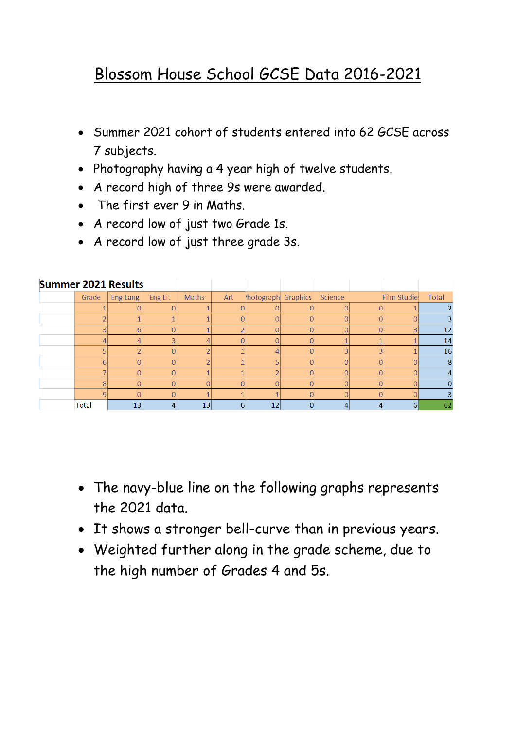# Blossom House School GCSE Data 2016-2021

- Summer 2021 cohort of students entered into 62 GCSE across 7 subjects.
- Photography having a 4 year high of twelve students.
- A record high of three 9s were awarded.
- The first ever 9 in Maths.
- A record low of just two Grade 1s.
- A record low of just three grade 3s.

**Summer 2021 Results**

| Grade | Eng Lang | Eng Lit | Maths | Art | Photograph | Graphics | Science | | Film Studie | Total |
|---|---|---|---|---|---|---|---|---|---|---|
| 1 | 0 | 0 | 1 | 0 | 0 | 0 | 0 | 0 | 1 | 2 |
| 2 | 1 | 1 | 1 | 0 | 0 | 0 | 0 | 0 | 0 | 3 |
| 3 | 6 | 0 | 1 | 2 | 0 | 0 | 0 | 0 | 3 | 12 |
| 4 | 4 | 3 | 4 | 0 | 0 | 0 | 1 | 1 | 1 | 14 |
| 5 | 2 | 0 | 2 | 1 | 4 | 0 | 3 | 3 | 1 | 16 |
| 6 | 0 | 0 | 2 | 1 | 5 | 0 | 0 | 0 | 0 | 8 |
| 7 | 0 | 0 | 1 | 1 | 2 | 0 | 0 | 0 | 0 | 4 |
| 8 | 0 | 0 | 0 | 0 | 0 | 0 | 0 | 0 | 0 | 0 |
| 9 | 0 | 0 | 1 | 1 | 1 | 0 | 0 | 0 | 0 | 3 |
| Total | 13 | 4 | 13 | 6 | 12 | 0 | 4 | 4 | 6 | 62 |

- The navy-blue line on the following graphs represents the 2021 data.
- It shows a stronger bell-curve than in previous years.
- Weighted further along in the grade scheme, due to the high number of Grades 4 and 5s.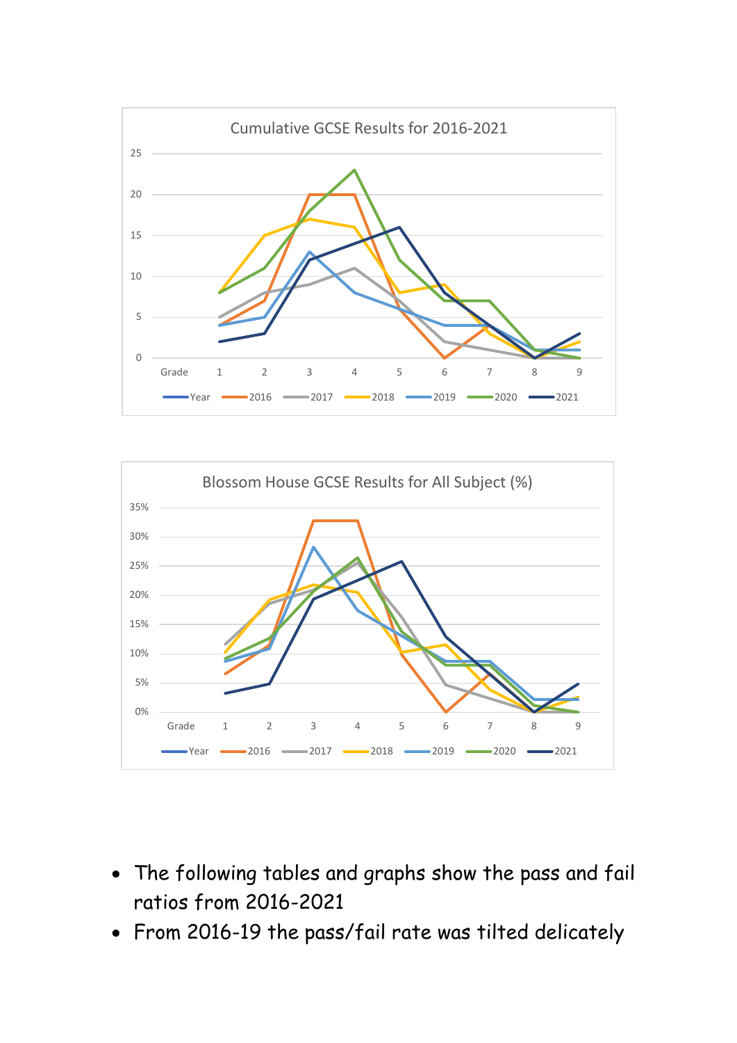Cumulative GCSE Results for 2016-2021

Blossom House GCSE Results for All Subject (%)

- The following tables and graphs show the pass and fail ratios from 2016-2021
- From 2016-19 the pass/fail rate was tilted delicately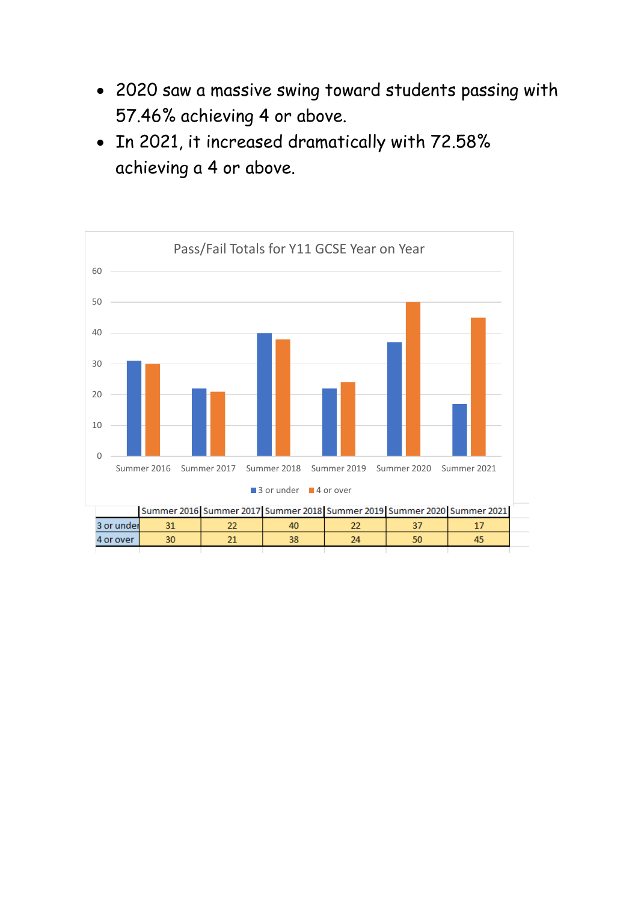- 2020 saw a massive swing toward students passing with 57.46% achieving 4 or above.
- In 2021, it increased dramatically with 72.58% achieving a 4 or above.

Pass/Fail Totals for Y11 GCSE Year on Year

| | Summer 2016 | Summer 2017 | Summer 2018 | Summer 2019 | Summer 2020 | Summer 2021 |
|---|---|---|---|---|---|---|
| 3 or under | 31 | 22 | 40 | 22 | 37 | 17 |
| 4 or over | 30 | 21 | 38 | 24 | 50 | 45 |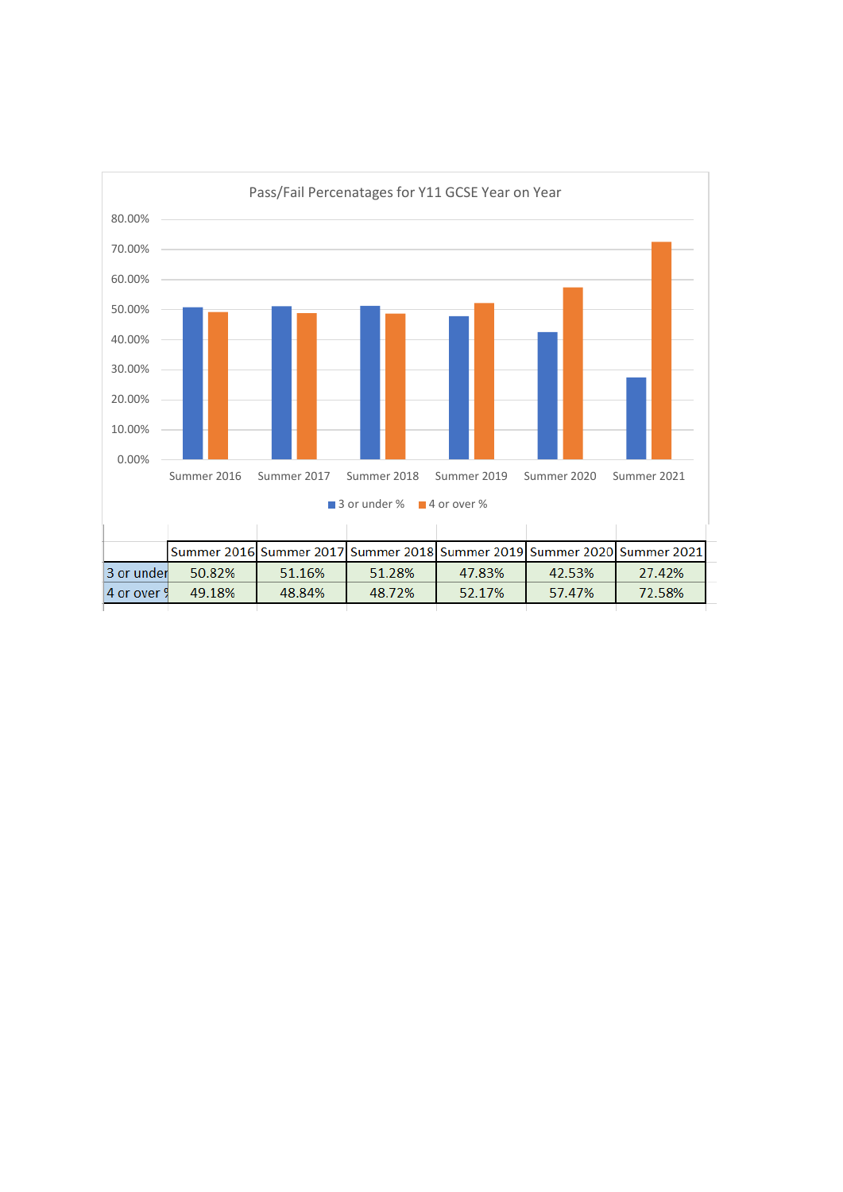Pass/Fail Percenatages for Y11 GCSE Year on Year

80.00%
70.00%
60.00%
50.00%
40.00%
30.00%
20.00%
10.00%
0.00%

Summer 2016 Summer 2017 Summer 2018 Summer 2019 Summer 2020 Summer 2021

3 or under % 4 or over %

| | Summer 2016 | Summer 2017 | Summer 2018 | Summer 2019 | Summer 2020 | Summer 2021 |
|---|---|---|---|---|---|---|
| 3 or under | 50.82% | 51.16% | 51.28% | 47.83% | 42.53% | 27.42% |
| 4 or over % | 49.18% | 48.84% | 48.72% | 52.17% | 57.47% | 72.58% |